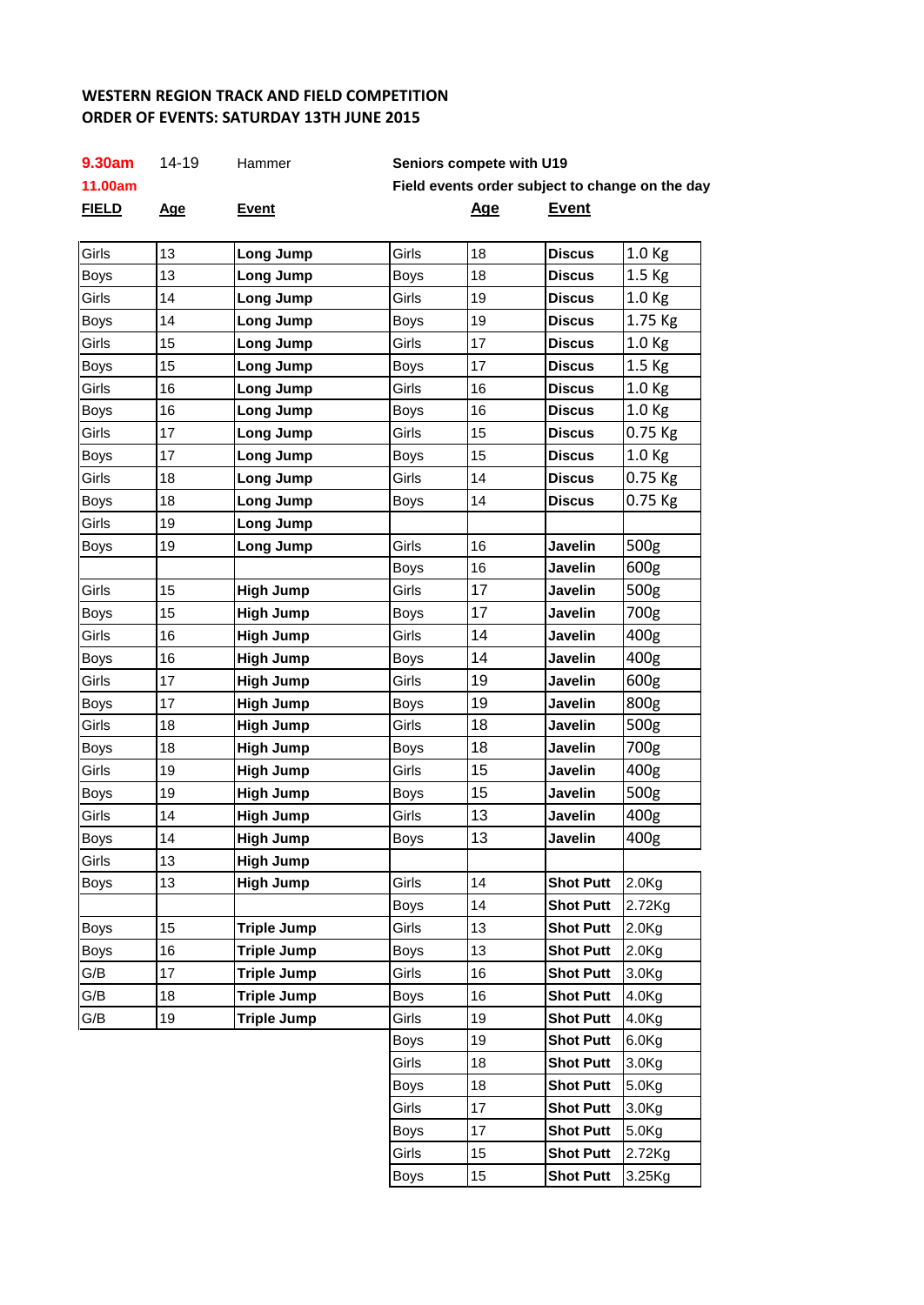**WESTERN REGION TRACK AND FIELD COMPETITION**
**ORDER OF EVENTS: SATURDAY 13TH JUNE 2015**

| | | | |
|---|---|---|---|
| **9.30am** | 14-19 | Hammer | **Seniors compete with U19** |
| **11.00am** | | | **Field events order subject to change on the day** |

| **FIELD** | **Age** | **Event** | | **Age** | **Event** | |
|---|---|---|---|---|---|---|
| Girls | 13 | **Long Jump** | Girls | 18 | **Discus** | 1.0 Kg |
| Boys | 13 | **Long Jump** | Boys | 18 | **Discus** | 1.5 Kg |
| Girls | 14 | **Long Jump** | Girls | 19 | **Discus** | 1.0 Kg |
| Boys | 14 | **Long Jump** | Boys | 19 | **Discus** | 1.75 Kg |
| Girls | 15 | **Long Jump** | Girls | 17 | **Discus** | 1.0 Kg |
| Boys | 15 | **Long Jump** | Boys | 17 | **Discus** | 1.5 Kg |
| Girls | 16 | **Long Jump** | Girls | 16 | **Discus** | 1.0 Kg |
| Boys | 16 | **Long Jump** | Boys | 16 | **Discus** | 1.0 Kg |
| Girls | 17 | **Long Jump** | Girls | 15 | **Discus** | 0.75 Kg |
| Boys | 17 | **Long Jump** | Boys | 15 | **Discus** | 1.0 Kg |
| Girls | 18 | **Long Jump** | Girls | 14 | **Discus** | 0.75 Kg |
| Boys | 18 | **Long Jump** | Boys | 14 | **Discus** | 0.75 Kg |
| Girls | 19 | **Long Jump** | | | | |
| Boys | 19 | **Long Jump** | Girls | 16 | **Javelin** | 500g |
| | | | Boys | 16 | **Javelin** | 600g |
| Girls | 15 | **High Jump** | Girls | 17 | **Javelin** | 500g |
| Boys | 15 | **High Jump** | Boys | 17 | **Javelin** | 700g |
| Girls | 16 | **High Jump** | Girls | 14 | **Javelin** | 400g |
| Boys | 16 | **High Jump** | Boys | 14 | **Javelin** | 400g |
| Girls | 17 | **High Jump** | Girls | 19 | **Javelin** | 600g |
| Boys | 17 | **High Jump** | Boys | 19 | **Javelin** | 800g |
| Girls | 18 | **High Jump** | Girls | 18 | **Javelin** | 500g |
| Boys | 18 | **High Jump** | Boys | 18 | **Javelin** | 700g |
| Girls | 19 | **High Jump** | Girls | 15 | **Javelin** | 400g |
| Boys | 19 | **High Jump** | Boys | 15 | **Javelin** | 500g |
| Girls | 14 | **High Jump** | Girls | 13 | **Javelin** | 400g |
| Boys | 14 | **High Jump** | Boys | 13 | **Javelin** | 400g |
| Girls | 13 | **High Jump** | | | | |
| Boys | 13 | **High Jump** | Girls | 14 | **Shot Putt** | 2.0Kg |
| | | | Boys | 14 | **Shot Putt** | 2.72Kg |
| Boys | 15 | **Triple Jump** | Girls | 13 | **Shot Putt** | 2.0Kg |
| Boys | 16 | **Triple Jump** | Boys | 13 | **Shot Putt** | 2.0Kg |
| G/B | 17 | **Triple Jump** | Girls | 16 | **Shot Putt** | 3.0Kg |
| G/B | 18 | **Triple Jump** | Boys | 16 | **Shot Putt** | 4.0Kg |
| G/B | 19 | **Triple Jump** | Girls | 19 | **Shot Putt** | 4.0Kg |
| | | | Boys | 19 | **Shot Putt** | 6.0Kg |
| | | | Girls | 18 | **Shot Putt** | 3.0Kg |
| | | | Boys | 18 | **Shot Putt** | 5.0Kg |
| | | | Girls | 17 | **Shot Putt** | 3.0Kg |
| | | | Boys | 17 | **Shot Putt** | 5.0Kg |
| | | | Girls | 15 | **Shot Putt** | 2.72Kg |
| | | | Boys | 15 | **Shot Putt** | 3.25Kg |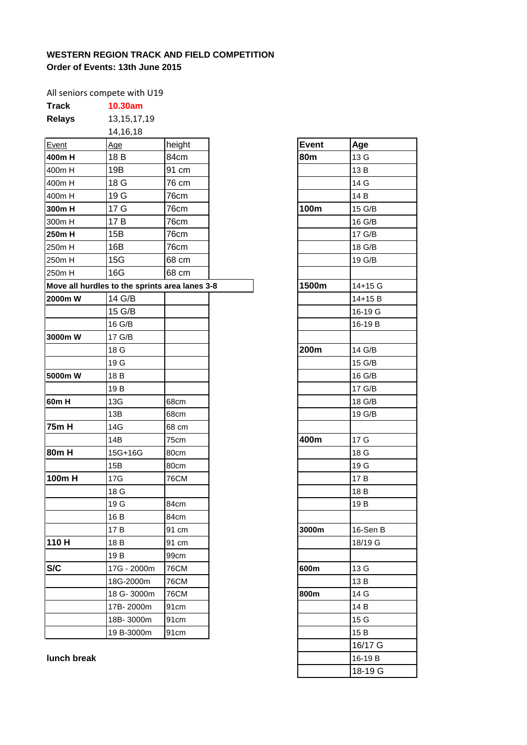**WESTERN REGION TRACK AND FIELD COMPETITION**
**Order of Events: 13th June 2015**

All seniors compete with U19

**Track** **10.30am**

**Relays** 13,15,17,19
14,16,18

| Event | Age | height |
|---|---|---|
| **400m H** | 18 B | 84cm |
| 400m H | 19B | 91 cm |
| 400m H | 18 G | 76 cm |
| 400m H | 19 G | 76cm |
| **300m H** | 17 G | 76cm |
| 300m H | 17 B | 76cm |
| **250m H** | 15B | 76cm |
| 250m H | 16B | 76cm |
| 250m H | 15G | 68 cm |
| 250m H | 16G | 68 cm |
| **Move all hurdles to the sprints area lanes 3-8** | | |
| **2000m W** | 14 G/B | |
| | 15 G/B | |
| | 16 G/B | |
| **3000m W** | 17 G/B | |
| | 18 G | |
| | 19 G | |
| **5000m W** | 18 B | |
| | 19 B | |
| **60m H** | 13G | 68cm |
| | 13B | 68cm |
| **75m H** | 14G | 68 cm |
| | 14B | 75cm |
| **80m H** | 15G+16G | 80cm |
| | 15B | 80cm |
| **100m H** | 17G | 76CM |
| | 18 G | |
| | 19 G | 84cm |
| | 16 B | 84cm |
| | 17 B | 91 cm |
| **110 H** | 18 B | 91 cm |
| | 19 B | 99cm |
| **S/C** | 17G - 2000m | 76CM |
| | 18G-2000m | 76CM |
| | 18 G- 3000m | 76CM |
| | 17B- 2000m | 91cm |
| | 18B- 3000m | 91cm |
| | 19 B-3000m | 91cm |

**lunch break**

| Event | Age |
|---|---|
| **80m** | 13 G |
| | 13 B |
| | 14 G |
| | 14 B |
| **100m** | 15 G/B |
| | 16 G/B |
| | 17 G/B |
| | 18 G/B |
| | 19 G/B |
| | |
| **1500m** | 14+15 G |
| | 14+15 B |
| | 16-19 G |
| | 16-19 B |
| | |
| **200m** | 14 G/B |
| | 15 G/B |
| | 16 G/B |
| | 17 G/B |
| | 18 G/B |
| | 19 G/B |
| | |
| **400m** | 17 G |
| | 18 G |
| | 19 G |
| | 17 B |
| | 18 B |
| | 19 B |
| | |
| **3000m** | 16-Sen B |
| | 18/19 G |
| | |
| **600m** | 13 G |
| | 13 B |
| **800m** | 14 G |
| | 14 B |
| | 15 G |
| | 15 B |
| | 16/17 G |
| | 16-19 B |
| | 18-19 G |